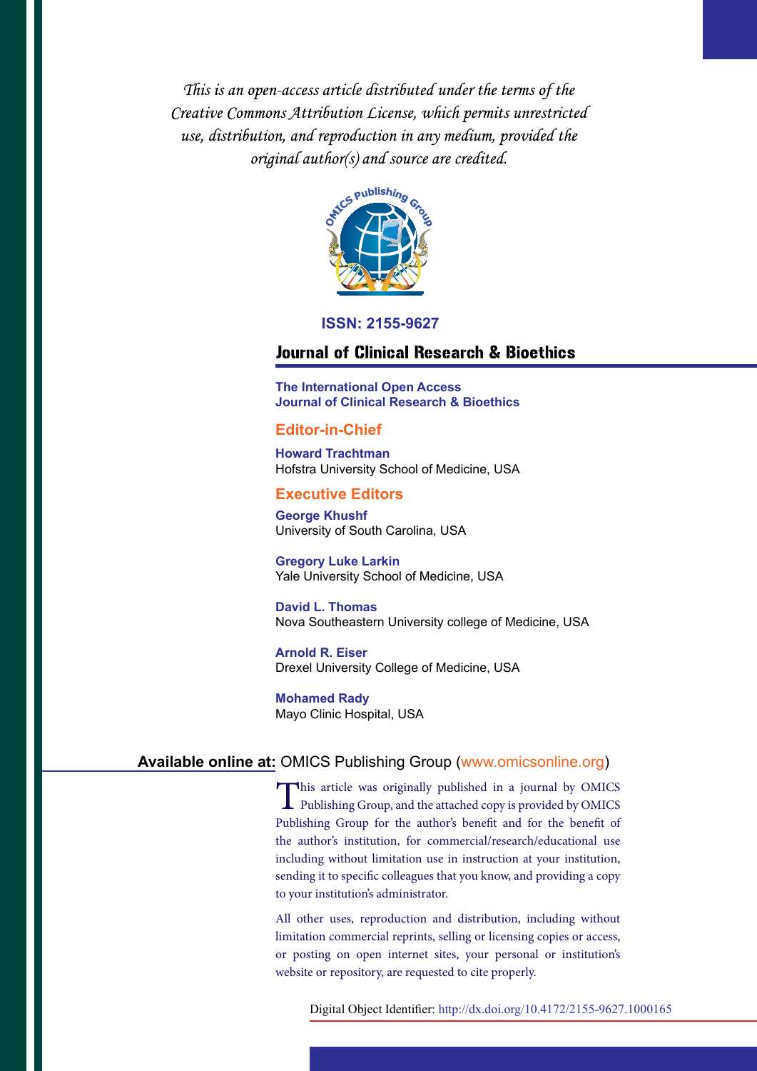*This is an open-access article distributed under the terms of the Creative Commons Attribution License, which permits unrestricted use, distribution, and reproduction in any medium, provided the original author(s) and source are credited.*

**ISSN: 2155-9627**

# Journal of Clinical Research & Bioethics

**The International Open Access Journal of Clinical Research & Bioethics**

## Editor-in-Chief

**Howard Trachtman**
Hofstra University School of Medicine, USA

## Executive Editors

**George Khushf**
University of South Carolina, USA

**Gregory Luke Larkin**
Yale University School of Medicine, USA

**David L. Thomas**
Nova Southeastern University college of Medicine, USA

**Arnold R. Eiser**
Drexel University College of Medicine, USA

**Mohamed Rady**
Mayo Clinic Hospital, USA

**Available online at:** OMICS Publishing Group (www.omicsonline.org)

This article was originally published in a journal by OMICS Publishing Group, and the attached copy is provided by OMICS Publishing Group for the author's benefit and for the benefit of the author's institution, for commercial/research/educational use including without limitation use in instruction at your institution, sending it to specific colleagues that you know, and providing a copy to your institution's administrator.

All other uses, reproduction and distribution, including without limitation commercial reprints, selling or licensing copies or access, or posting on open internet sites, your personal or institution's website or repository, are requested to cite properly.

Digital Object Identifier: http://dx.doi.org/10.4172/2155-9627.1000165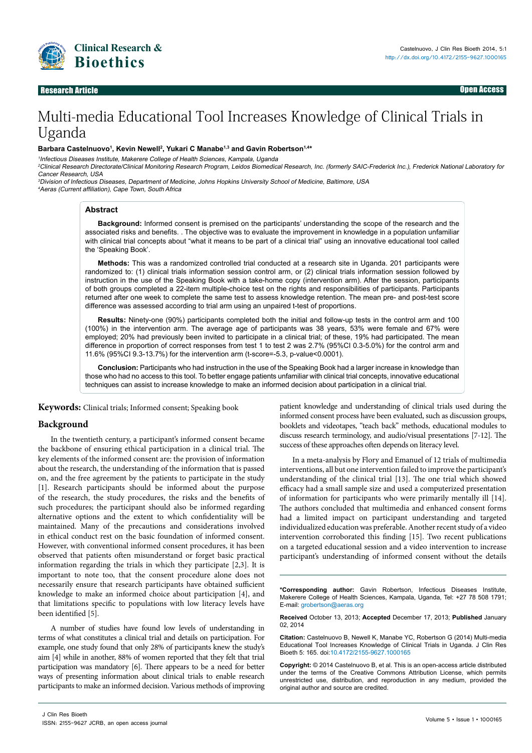# Multi-media Educational Tool Increases Knowledge of Clinical Trials in Uganda

**Barbara Castelnuovo[1], Kevin Newell[2], Yukari C Manabe[1,3] and Gavin Robertson[1,4]***

[1]*Infectious Diseases Institute, Makerere College of Health Sciences, Kampala, Uganda*
[2]*Clinical Research Directorate/Clinical Monitoring Research Program, Leidos Biomedical Research, Inc. (formerly SAIC-Frederick Inc.), Frederick National Laboratory for Cancer Research, USA*
[3]*Division of Infectious Diseases, Department of Medicine, Johns Hopkins University School of Medicine, Baltimore, USA*
[4]*Aeras (Current affiliation), Cape Town, South Africa*

## Abstract

**Background:** Informed consent is premised on the participants' understanding the scope of the research and the associated risks and benefits. . The objective was to evaluate the improvement in knowledge in a population unfamiliar with clinical trial concepts about "what it means to be part of a clinical trial" using an innovative educational tool called the 'Speaking Book'.

**Methods:** This was a randomized controlled trial conducted at a research site in Uganda. 201 participants were randomized to: (1) clinical trials information session control arm, or (2) clinical trials information session followed by instruction in the use of the Speaking Book with a take-home copy (intervention arm). After the session, participants of both groups completed a 22-item multiple-choice test on the rights and responsibilities of participants. Participants returned after one week to complete the same test to assess knowledge retention. The mean pre- and post-test score difference was assessed according to trial arm using an unpaired t-test of proportions.

**Results:** Ninety-one (90%) participants completed both the initial and follow-up tests in the control arm and 100 (100%) in the intervention arm. The average age of participants was 38 years, 53% were female and 67% were employed; 20% had previously been invited to participate in a clinical trial; of these, 19% had participated. The mean difference in proportion of correct responses from test 1 to test 2 was 2.7% (95%CI 0.3-5.0%) for the control arm and 11.6% (95%CI 9.3-13.7%) for the intervention arm (t-score=-5.3, p-value<0.0001).

**Conclusion:** Participants who had instruction in the use of the Speaking Book had a larger increase in knowledge than those who had no access to this tool. To better engage patients unfamiliar with clinical trial concepts, innovative educational techniques can assist to increase knowledge to make an informed decision about participation in a clinical trial.

**Keywords:** Clinical trials; Informed consent; Speaking book

## Background

In the twentieth century, a participant's informed consent became the backbone of ensuring ethical participation in a clinical trial. The key elements of the informed consent are: the provision of information about the research, the understanding of the information that is passed on, and the free agreement by the patients to participate in the study [1]. Research participants should be informed about the purpose of the research, the study procedures, the risks and the benefits of such procedures; the participant should also be informed regarding alternative options and the extent to which confidentiality will be maintained. Many of the precautions and considerations involved in ethical conduct rest on the basic foundation of informed consent. However, with conventional informed consent procedures, it has been observed that patients often misunderstand or forget basic practical information regarding the trials in which they participate [2,3]. It is important to note too, that the consent procedure alone does not necessarily ensure that research participants have obtained sufficient knowledge to make an informed choice about participation [4], and that limitations specific to populations with low literacy levels have been identified [5].

A number of studies have found low levels of understanding in terms of what constitutes a clinical trial and details on participation. For example, one study found that only 28% of participants knew the study's aim [4] while in another, 88% of women reported that they felt that trial participation was mandatory [6]. There appears to be a need for better ways of presenting information about clinical trials to enable research participants to make an informed decision. Various methods of improving patient knowledge and understanding of clinical trials used during the informed consent process have been evaluated, such as discussion groups, booklets and videotapes, "teach back" methods, educational modules to discuss research terminology, and audio/visual presentations [7-12]. The success of these approaches often depends on literacy level.

In a meta-analysis by Flory and Emanuel of 12 trials of multimedia interventions, all but one intervention failed to improve the participant's understanding of the clinical trial [13]. The one trial which showed efficacy had a small sample size and used a computerized presentation of information for participants who were primarily mentally ill [14]. The authors concluded that multimedia and enhanced consent forms had a limited impact on participant understanding and targeted individualized education was preferable. Another recent study of a video intervention corroborated this finding [15]. Two recent publications on a targeted educational session and a video intervention to increase participant's understanding of informed consent without the details

**\*Corresponding author:** Gavin Robertson, Infectious Diseases Institute, Makerere College of Health Sciences, Kampala, Uganda, Tel: +27 78 508 1791; E-mail: grobertson@aeras.org

**Received** October 13, 2013; **Accepted** December 17, 2013; **Published** January 02, 2014

**Citation:** Castelnuovo B, Newell K, Manabe YC, Robertson G (2014) Multi-media Educational Tool Increases Knowledge of Clinical Trials in Uganda. J Clin Res Bioeth 5: 165. doi:10.4172/2155-9627.1000165

**Copyright:** © 2014 Castelnuovo B, et al. This is an open-access article distributed under the terms of the Creative Commons Attribution License, which permits unrestricted use, distribution, and reproduction in any medium, provided the original author and source are credited.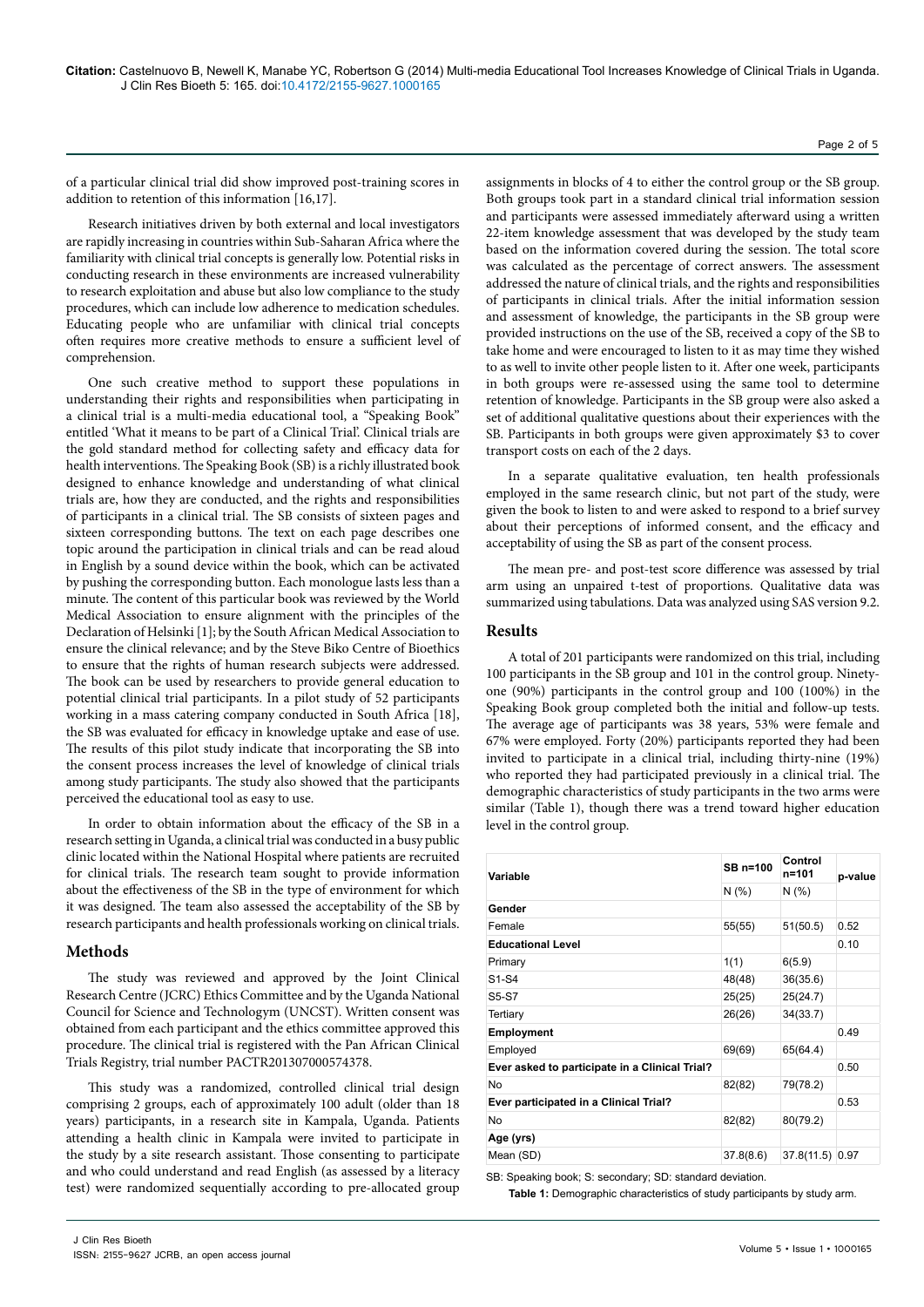of a particular clinical trial did show improved post-training scores in addition to retention of this information [16,17].

Research initiatives driven by both external and local investigators are rapidly increasing in countries within Sub-Saharan Africa where the familiarity with clinical trial concepts is generally low. Potential risks in conducting research in these environments are increased vulnerability to research exploitation and abuse but also low compliance to the study procedures, which can include low adherence to medication schedules. Educating people who are unfamiliar with clinical trial concepts often requires more creative methods to ensure a sufficient level of comprehension.

One such creative method to support these populations in understanding their rights and responsibilities when participating in a clinical trial is a multi-media educational tool, a "Speaking Book" entitled 'What it means to be part of a Clinical Trial'. Clinical trials are the gold standard method for collecting safety and efficacy data for health interventions. The Speaking Book (SB) is a richly illustrated book designed to enhance knowledge and understanding of what clinical trials are, how they are conducted, and the rights and responsibilities of participants in a clinical trial. The SB consists of sixteen pages and sixteen corresponding buttons. The text on each page describes one topic around the participation in clinical trials and can be read aloud in English by a sound device within the book, which can be activated by pushing the corresponding button. Each monologue lasts less than a minute. The content of this particular book was reviewed by the World Medical Association to ensure alignment with the principles of the Declaration of Helsinki [1]; by the South African Medical Association to ensure the clinical relevance; and by the Steve Biko Centre of Bioethics to ensure that the rights of human research subjects were addressed. The book can be used by researchers to provide general education to potential clinical trial participants. In a pilot study of 52 participants working in a mass catering company conducted in South Africa [18], the SB was evaluated for efficacy in knowledge uptake and ease of use. The results of this pilot study indicate that incorporating the SB into the consent process increases the level of knowledge of clinical trials among study participants. The study also showed that the participants perceived the educational tool as easy to use.

In order to obtain information about the efficacy of the SB in a research setting in Uganda, a clinical trial was conducted in a busy public clinic located within the National Hospital where patients are recruited for clinical trials. The research team sought to provide information about the effectiveness of the SB in the type of environment for which it was designed. The team also assessed the acceptability of the SB by research participants and health professionals working on clinical trials.

## Methods

The study was reviewed and approved by the Joint Clinical Research Centre (JCRC) Ethics Committee and by the Uganda National Council for Science and Technologym (UNCST). Written consent was obtained from each participant and the ethics committee approved this procedure. The clinical trial is registered with the Pan African Clinical Trials Registry, trial number PACTR201307000574378.

This study was a randomized, controlled clinical trial design comprising 2 groups, each of approximately 100 adult (older than 18 years) participants, in a research site in Kampala, Uganda. Patients attending a health clinic in Kampala were invited to participate in the study by a site research assistant. Those consenting to participate and who could understand and read English (as assessed by a literacy test) were randomized sequentially according to pre-allocated group assignments in blocks of 4 to either the control group or the SB group. Both groups took part in a standard clinical trial information session and participants were assessed immediately afterward using a written 22-item knowledge assessment that was developed by the study team based on the information covered during the session. The total score was calculated as the percentage of correct answers. The assessment addressed the nature of clinical trials, and the rights and responsibilities of participants in clinical trials. After the initial information session and assessment of knowledge, the participants in the SB group were provided instructions on the use of the SB, received a copy of the SB to take home and were encouraged to listen to it as may time they wished to as well to invite other people listen to it. After one week, participants in both groups were re-assessed using the same tool to determine retention of knowledge. Participants in the SB group were also asked a set of additional qualitative questions about their experiences with the SB. Participants in both groups were given approximately $3 to cover transport costs on each of the 2 days.

In a separate qualitative evaluation, ten health professionals employed in the same research clinic, but not part of the study, were given the book to listen to and were asked to respond to a brief survey about their perceptions of informed consent, and the efficacy and acceptability of using the SB as part of the consent process.

The mean pre- and post-test score difference was assessed by trial arm using an unpaired t-test of proportions. Qualitative data was summarized using tabulations. Data was analyzed using SAS version 9.2.

## Results

A total of 201 participants were randomized on this trial, including 100 participants in the SB group and 101 in the control group. Ninety-one (90%) participants in the control group and 100 (100%) in the Speaking Book group completed both the initial and follow-up tests. The average age of participants was 38 years, 53% were female and 67% were employed. Forty (20%) participants reported they had been invited to participate in a clinical trial, including thirty-nine (19%) who reported they had participated previously in a clinical trial. The demographic characteristics of study participants in the two arms were similar (Table 1), though there was a trend toward higher education level in the control group.

| Variable | SB n=100 | Control n=101 | p-value |
|---|---|---|---|
| | N (%) | N (%) | |
| **Gender** | | | |
| Female | 55(55) | 51(50.5) | 0.52 |
| **Educational Level** | | | 0.10 |
| Primary | 1(1) | 6(5.9) | |
| S1-S4 | 48(48) | 36(35.6) | |
| S5-S7 | 25(25) | 25(24.7) | |
| Tertiary | 26(26) | 34(33.7) | |
| **Employment** | | | 0.49 |
| Employed | 69(69) | 65(64.4) | |
| **Ever asked to participate in a Clinical Trial?** | | | 0.50 |
| No | 82(82) | 79(78.2) | |
| **Ever participated in a Clinical Trial?** | | | 0.53 |
| No | 82(82) | 80(79.2) | |
| **Age (yrs)** | | | |
| Mean (SD) | 37.8(8.6) | 37.8(11.5) | 0.97 |

SB: Speaking book; S: secondary; SD: standard deviation.

**Table 1:** Demographic characteristics of study participants by study arm.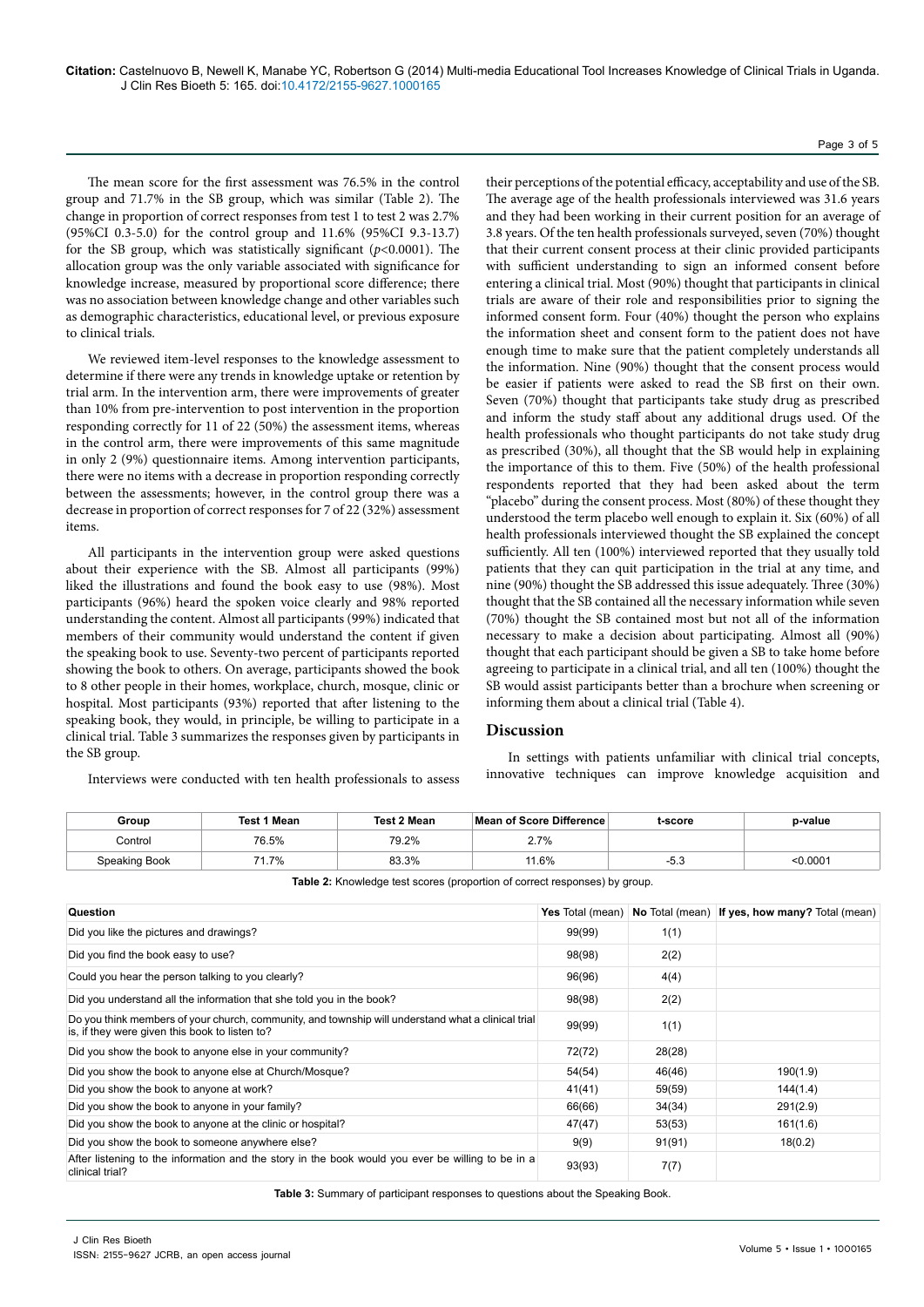The mean score for the first assessment was 76.5% in the control group and 71.7% in the SB group, which was similar (Table 2). The change in proportion of correct responses from test 1 to test 2 was 2.7% (95%CI 0.3-5.0) for the control group and 11.6% (95%CI 9.3-13.7) for the SB group, which was statistically significant ($p<0.0001$). The allocation group was the only variable associated with significance for knowledge increase, measured by proportional score difference; there was no association between knowledge change and other variables such as demographic characteristics, educational level, or previous exposure to clinical trials.

We reviewed item-level responses to the knowledge assessment to determine if there were any trends in knowledge uptake or retention by trial arm. In the intervention arm, there were improvements of greater than 10% from pre-intervention to post intervention in the proportion responding correctly for 11 of 22 (50%) the assessment items, whereas in the control arm, there were improvements of this same magnitude in only 2 (9%) questionnaire items. Among intervention participants, there were no items with a decrease in proportion responding correctly between the assessments; however, in the control group there was a decrease in proportion of correct responses for 7 of 22 (32%) assessment items.

All participants in the intervention group were asked questions about their experience with the SB. Almost all participants (99%) liked the illustrations and found the book easy to use (98%). Most participants (96%) heard the spoken voice clearly and 98% reported understanding the content. Almost all participants (99%) indicated that members of their community would understand the content if given the speaking book to use. Seventy-two percent of participants reported showing the book to others. On average, participants showed the book to 8 other people in their homes, workplace, church, mosque, clinic or hospital. Most participants (93%) reported that after listening to the speaking book, they would, in principle, be willing to participate in a clinical trial. Table 3 summarizes the responses given by participants in the SB group.

Interviews were conducted with ten health professionals to assess their perceptions of the potential efficacy, acceptability and use of the SB. The average age of the health professionals interviewed was 31.6 years and they had been working in their current position for an average of 3.8 years. Of the ten health professionals surveyed, seven (70%) thought that their current consent process at their clinic provided participants with sufficient understanding to sign an informed consent before entering a clinical trial. Most (90%) thought that participants in clinical trials are aware of their role and responsibilities prior to signing the informed consent form. Four (40%) thought the person who explains the information sheet and consent form to the patient does not have enough time to make sure that the patient completely understands all the information. Nine (90%) thought that the consent process would be easier if patients were asked to read the SB first on their own. Seven (70%) thought that participants take study drug as prescribed and inform the study staff about any additional drugs used. Of the health professionals who thought participants do not take study drug as prescribed (30%), all thought that the SB would help in explaining the importance of this to them. Five (50%) of the health professional respondents reported that they had been asked about the term "placebo" during the consent process. Most (80%) of these thought they understood the term placebo well enough to explain it. Six (60%) of all health professionals interviewed thought the SB explained the concept sufficiently. All ten (100%) interviewed reported that they usually told patients that they can quit participation in the trial at any time, and nine (90%) thought the SB addressed this issue adequately. Three (30%) thought that the SB contained all the necessary information while seven (70%) thought the SB contained most but not all of the information necessary to make a decision about participating. Almost all (90%) thought that each participant should be given a SB to take home before agreeing to participate in a clinical trial, and all ten (100%) thought the SB would assist participants better than a brochure when screening or informing them about a clinical trial (Table 4).

## Discussion

In settings with patients unfamiliar with clinical trial concepts, innovative techniques can improve knowledge acquisition and

| Group | Test 1 Mean | Test 2 Mean | Mean of Score Difference | t-score | p-value |
|---|---|---|---|---|---|
| Control | 76.5% | 79.2% | 2.7% | | |
| Speaking Book | 71.7% | 83.3% | 11.6% | -5.3 | <0.0001 |

**Table 2:** Knowledge test scores (proportion of correct responses) by group.

| Question | **Yes** Total (mean) | **No** Total (mean) | **If yes, how many?** Total (mean) |
|---|---|---|---|
| Did you like the pictures and drawings? | 99(99) | 1(1) | |
| Did you find the book easy to use? | 98(98) | 2(2) | |
| Could you hear the person talking to you clearly? | 96(96) | 4(4) | |
| Did you understand all the information that she told you in the book? | 98(98) | 2(2) | |
| Do you think members of your church, community, and township will understand what a clinical trial is, if they were given this book to listen to? | 99(99) | 1(1) | |
| Did you show the book to anyone else in your community? | 72(72) | 28(28) | |
| Did you show the book to anyone else at Church/Mosque? | 54(54) | 46(46) | 190(1.9) |
| Did you show the book to anyone at work? | 41(41) | 59(59) | 144(1.4) |
| Did you show the book to anyone in your family? | 66(66) | 34(34) | 291(2.9) |
| Did you show the book to anyone at the clinic or hospital? | 47(47) | 53(53) | 161(1.6) |
| Did you show the book to someone anywhere else? | 9(9) | 91(91) | 18(0.2) |
| After listening to the information and the story in the book would you ever be willing to be in a clinical trial? | 93(93) | 7(7) | |

**Table 3:** Summary of participant responses to questions about the Speaking Book.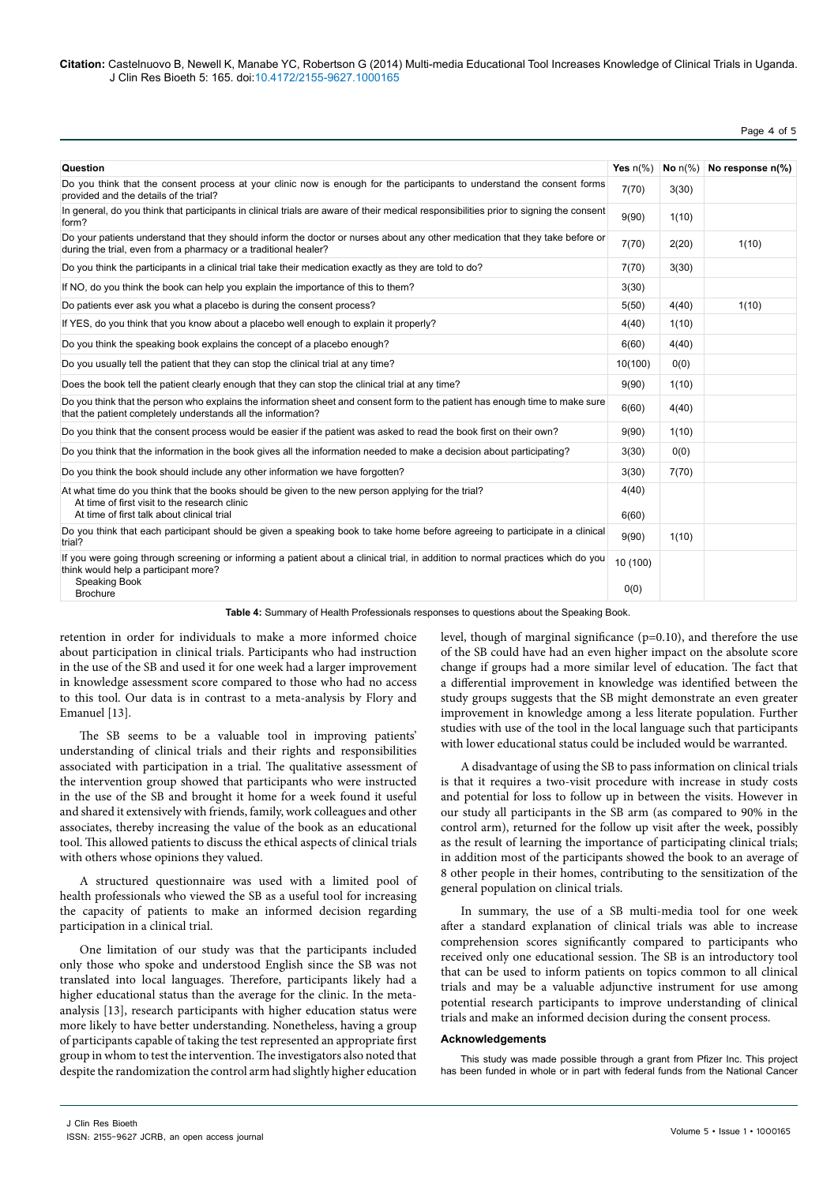| Question | Yes n(%) | No n(%) | No response n(%) |
|---|---|---|---|
| Do you think that the consent process at your clinic now is enough for the participants to understand the consent forms provided and the details of the trial? | 7(70) | 3(30) | |
| In general, do you think that participants in clinical trials are aware of their medical responsibilities prior to signing the consent form? | 9(90) | 1(10) | |
| Do your patients understand that they should inform the doctor or nurses about any other medication that they take before or during the trial, even from a pharmacy or a traditional healer? | 7(70) | 2(20) | 1(10) |
| Do you think the participants in a clinical trial take their medication exactly as they are told to do? | 7(70) | 3(30) | |
| If NO, do you think the book can help you explain the importance of this to them? | 3(30) | | |
| Do patients ever ask you what a placebo is during the consent process? | 5(50) | 4(40) | 1(10) |
| If YES, do you think that you know about a placebo well enough to explain it properly? | 4(40) | 1(10) | |
| Do you think the speaking book explains the concept of a placebo enough? | 6(60) | 4(40) | |
| Do you usually tell the patient that they can stop the clinical trial at any time? | 10(100) | 0(0) | |
| Does the book tell the patient clearly enough that they can stop the clinical trial at any time? | 9(90) | 1(10) | |
| Do you think that the person who explains the information sheet and consent form to the patient has enough time to make sure that the patient completely understands all the information? | 6(60) | 4(40) | |
| Do you think that the consent process would be easier if the patient was asked to read the book first on their own? | 9(90) | 1(10) | |
| Do you think that the information in the book gives all the information needed to make a decision about participating? | 3(30) | 0(0) | |
| Do you think the book should include any other information we have forgotten? | 3(30) | 7(70) | |
| At what time do you think that the books should be given to the new person applying for the trial? | | | |
| At time of first visit to the research clinic | 4(40) | | |
| At time of first talk about clinical trial | 6(60) | | |
| Do you think that each participant should be given a speaking book to take home before agreeing to participate in a clinical trial? | 9(90) | 1(10) | |
| If you were going through screening or informing a patient about a clinical trial, in addition to normal practices which do you think would help a participant more? | | | |
| Speaking Book | 10 (100) | | |
| Brochure | 0(0) | | |

**Table 4:** Summary of Health Professionals responses to questions about the Speaking Book.

retention in order for individuals to make a more informed choice about participation in clinical trials. Participants who had instruction in the use of the SB and used it for one week had a larger improvement in knowledge assessment score compared to those who had no access to this tool. Our data is in contrast to a meta-analysis by Flory and Emanuel [13].

The SB seems to be a valuable tool in improving patients' understanding of clinical trials and their rights and responsibilities associated with participation in a trial. The qualitative assessment of the intervention group showed that participants who were instructed in the use of the SB and brought it home for a week found it useful and shared it extensively with friends, family, work colleagues and other associates, thereby increasing the value of the book as an educational tool. This allowed patients to discuss the ethical aspects of clinical trials with others whose opinions they valued.

A structured questionnaire was used with a limited pool of health professionals who viewed the SB as a useful tool for increasing the capacity of patients to make an informed decision regarding participation in a clinical trial.

One limitation of our study was that the participants included only those who spoke and understood English since the SB was not translated into local languages. Therefore, participants likely had a higher educational status than the average for the clinic. In the meta-analysis [13], research participants with higher education status were more likely to have better understanding. Nonetheless, having a group of participants capable of taking the test represented an appropriate first group in whom to test the intervention. The investigators also noted that despite the randomization the control arm had slightly higher education level, though of marginal significance ($p=0.10$), and therefore the use of the SB could have had an even higher impact on the absolute score change if groups had a more similar level of education. The fact that a differential improvement in knowledge was identified between the study groups suggests that the SB might demonstrate an even greater improvement in knowledge among a less literate population. Further studies with use of the tool in the local language such that participants with lower educational status could be included would be warranted.

A disadvantage of using the SB to pass information on clinical trials is that it requires a two-visit procedure with increase in study costs and potential for loss to follow up in between the visits. However in our study all participants in the SB arm (as compared to 90% in the control arm), returned for the follow up visit after the week, possibly as the result of learning the importance of participating clinical trials; in addition most of the participants showed the book to an average of 8 other people in their homes, contributing to the sensitization of the general population on clinical trials.

In summary, the use of a SB multi-media tool for one week after a standard explanation of clinical trials was able to increase comprehension scores significantly compared to participants who received only one educational session. The SB is an introductory tool that can be used to inform patients on topics common to all clinical trials and may be a valuable adjunctive instrument for use among potential research participants to improve understanding of clinical trials and make an informed decision during the consent process.

## Acknowledgements

This study was made possible through a grant from Pfizer Inc. This project has been funded in whole or in part with federal funds from the National Cancer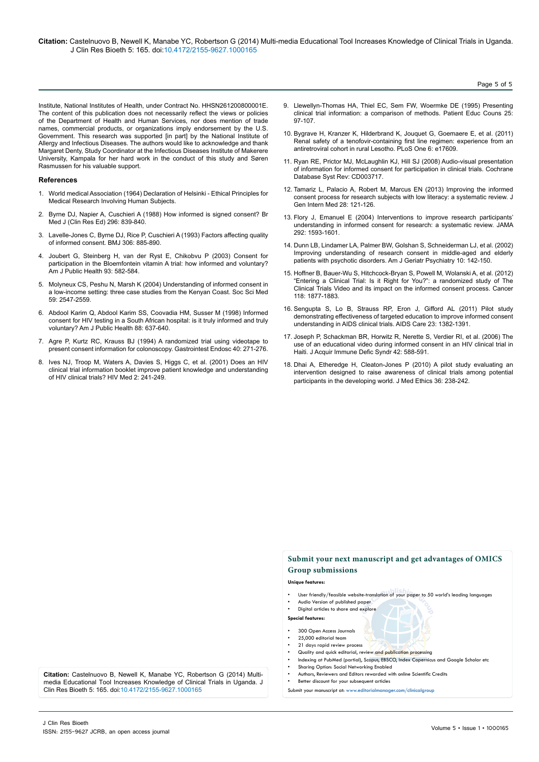Institute, National Institutes of Health, under Contract No. HHSN261200800001E. The content of this publication does not necessarily reflect the views or policies of the Department of Health and Human Services, nor does mention of trade names, commercial products, or organizations imply endorsement by the U.S. Government. This research was supported [in part] by the National Institute of Allergy and Infectious Diseases. The authors would like to acknowledge and thank Margaret Denty, Study Coordinator at the Infectious Diseases Institute of Makerere University, Kampala for her hard work in the conduct of this study and Søren Rasmussen for his valuable support.

### References

1. World medical Association (1964) Declaration of Helsinki - Ethical Principles for Medical Research Involving Human Subjects.
2. Byrne DJ, Napier A, Cuschieri A (1988) How informed is signed consent? Br Med J (Clin Res Ed) 296: 839-840.
3. Lavelle-Jones C, Byrne DJ, Rice P, Cuschieri A (1993) Factors affecting quality of informed consent. BMJ 306: 885-890.
4. Joubert G, Steinberg H, van der Ryst E, Chikobvu P (2003) Consent for participation in the Bloemfontein vitamin A trial: how informed and voluntary? Am J Public Health 93: 582-584.
5. Molyneux CS, Peshu N, Marsh K (2004) Understanding of informed consent in a low-income setting: three case studies from the Kenyan Coast. Soc Sci Med 59: 2547-2559.
6. Abdool Karim Q, Abdool Karim SS, Coovadia HM, Susser M (1998) Informed consent for HIV testing in a South African hospital: is it truly informed and truly voluntary? Am J Public Health 88: 637-640.
7. Agre P, Kurtz RC, Krauss BJ (1994) A randomized trial using videotape to present consent information for colonoscopy. Gastrointest Endosc 40: 271-276.
8. Ives NJ, Troop M, Waters A, Davies S, Higgs C, et al. (2001) Does an HIV clinical trial information booklet improve patient knowledge and understanding of HIV clinical trials? HIV Med 2: 241-249.
9. Llewellyn-Thomas HA, Thiel EC, Sem FW, Woermke DE (1995) Presenting clinical trial information: a comparison of methods. Patient Educ Couns 25: 97-107.
10. Bygrave H, Kranzer K, Hilderbrand K, Jouquet G, Goemaere E, et al. (2011) Renal safety of a tenofovir-containing first line regimen: experience from an antiretroviral cohort in rural Lesotho. PLoS One 6: e17609.
11. Ryan RE, Prictor MJ, McLaughlin KJ, Hill SJ (2008) Audio-visual presentation of information for informed consent for participation in clinical trials. Cochrane Database Syst Rev: CD003717.
12. Tamariz L, Palacio A, Robert M, Marcus EN (2013) Improving the informed consent process for research subjects with low literacy: a systematic review. J Gen Intern Med 28: 121-126.
13. Flory J, Emanuel E (2004) Interventions to improve research participants' understanding in informed consent for research: a systematic review. JAMA 292: 1593-1601.
14. Dunn LB, Lindamer LA, Palmer BW, Golshan S, Schneiderman LJ, et al. (2002) Improving understanding of research consent in middle-aged and elderly patients with psychotic disorders. Am J Geriatr Psychiatry 10: 142-150.
15. Hoffner B, Bauer-Wu S, Hitchcock-Bryan S, Powell M, Wolanski A, et al. (2012) "Entering a Clinical Trial: Is it Right for You?": a randomized study of The Clinical Trials Video and its impact on the informed consent process. Cancer 118: 1877-1883.
16. Sengupta S, Lo B, Strauss RP, Eron J, Gifford AL (2011) Pilot study demonstrating effectiveness of targeted education to improve informed consent understanding in AIDS clinical trials. AIDS Care 23: 1382-1391.
17. Joseph P, Schackman BR, Horwitz R, Nerette S, Verdier RI, et al. (2006) The use of an educational video during informed consent in an HIV clinical trial in Haiti. J Acquir Immune Defic Syndr 42: 588-591.
18. Dhai A, Etheredge H, Cleaton-Jones P (2010) A pilot study evaluating an intervention designed to raise awareness of clinical trials among potential participants in the developing world. J Med Ethics 36: 238-242.

**Citation:** Castelnuovo B, Newell K, Manabe YC, Robertson G (2014) Multi-media Educational Tool Increases Knowledge of Clinical Trials in Uganda. J Clin Res Bioeth 5: 165. doi:10.4172/2155-9627.1000165

**Submit your next manuscript and get advantages of OMICS Group submissions**

**Unique features:**

- User friendly/feasible website-translation of your paper to 50 world's leading languages
- Audio Version of published paper
- Digital articles to share and explore

**Special features:**

- 300 Open Access Journals
- 25,000 editorial team
- 21 days rapid review process
- Quality and quick editorial, review and publication processing
- Indexing at PubMed (partial), Scopus, EBSCO, Index Copernicus and Google Scholar etc
- Sharing Option: Social Networking Enabled
- Authors, Reviewers and Editors rewarded with online Scientific Credits
- Better discount for your subsequent articles

Submit your manuscript at: www.editorialmanager.com/clinicalgroup